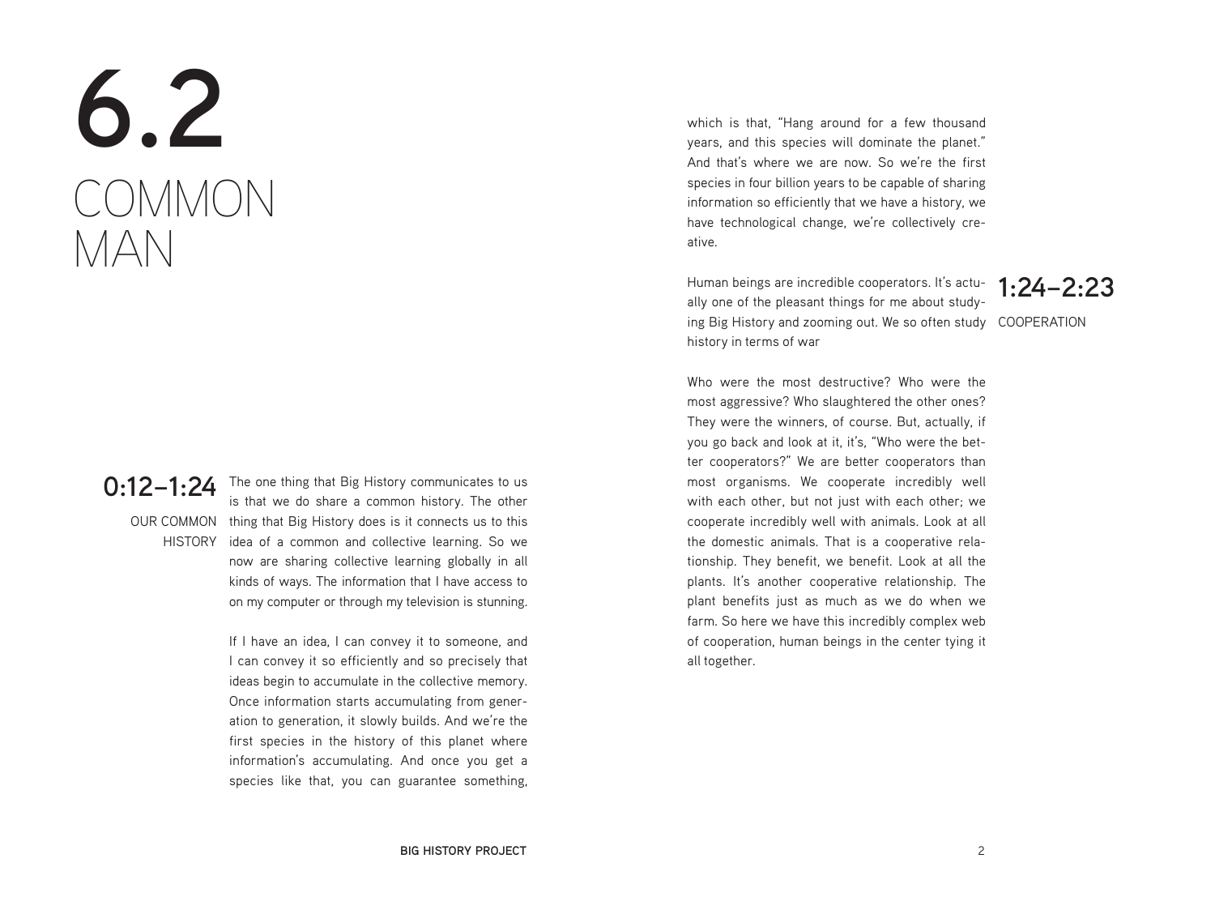# 6.2 COMMON MAN

**0:12–1:24**

OUR COMMON HISTORY

The one thing that Big History communicates to us is that we do share a common history. The other thing that Big History does is it connects us to this idea of a common and collective learning. So we now are sharing collective learning globally in all kinds of ways. The information that I have access to on my computer or through my television is stunning.

If I have an idea, I can convey it to someone, and I can convey it so efficiently and so precisely that ideas begin to accumulate in the collective memory. Once information starts accumulating from generation to generation, it slowly builds. And we're the first species in the history of this planet where information's accumulating. And once you get a species like that, you can guarantee something, which is that, "Hang around for a few thousand years, and this species will dominate the planet." And that's where we are now. So we're the first species in four billion years to be capable of sharing information so efficiently that we have a history, we have technological change, we're collectively creative.

**1:24–2:23**

COOPERATION

Human beings are incredible cooperators. It's actually one of the pleasant things for me about studying Big History and zooming out. We so often study history in terms of war

Who were the most destructive? Who were the most aggressive? Who slaughtered the other ones? They were the winners, of course. But, actually, if you go back and look at it, it's, "Who were the better cooperators?" We are better cooperators than most organisms. We cooperate incredibly well with each other, but not just with each other; we cooperate incredibly well with animals. Look at all the domestic animals. That is a cooperative relationship. They benefit, we benefit. Look at all the plants. It's another cooperative relationship. The plant benefits just as much as we do when we farm. So here we have this incredibly complex web of cooperation, human beings in the center tying it all together.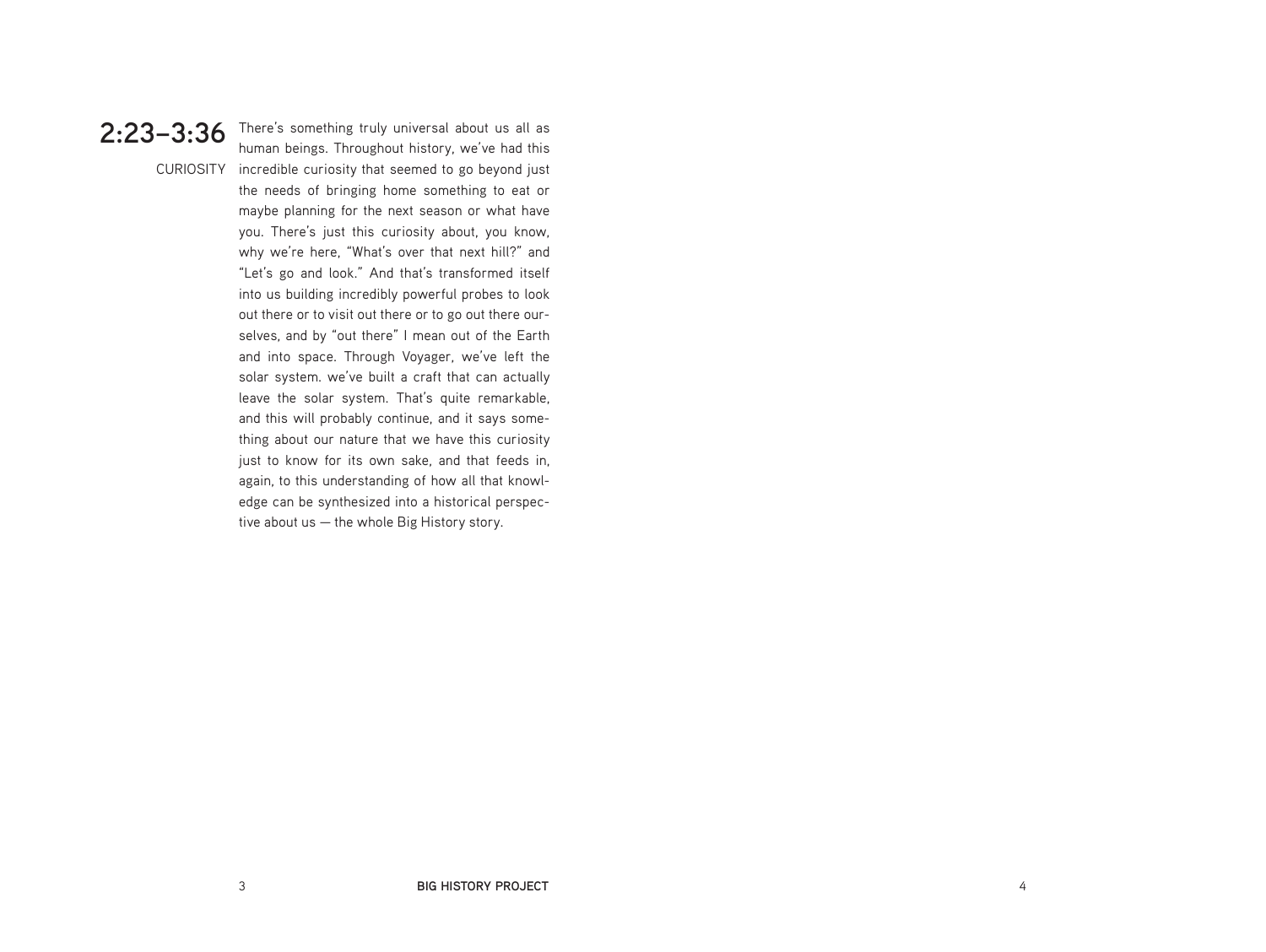**2:23–3:36**

CURIOSITY

There's something truly universal about us all as human beings. Throughout history, we've had this incredible curiosity that seemed to go beyond just the needs of bringing home something to eat or maybe planning for the next season or what have you. There's just this curiosity about, you know, why we're here, "What's over that next hill?" and "Let's go and look." And that's transformed itself into us building incredibly powerful probes to look out there or to visit out there or to go out there ourselves, and by "out there" I mean out of the Earth and into space. Through Voyager, we've left the solar system. we've built a craft that can actually leave the solar system. That's quite remarkable, and this will probably continue, and it says something about our nature that we have this curiosity just to know for its own sake, and that feeds in, again, to this understanding of how all that knowledge can be synthesized into a historical perspective about us — the whole Big History story.